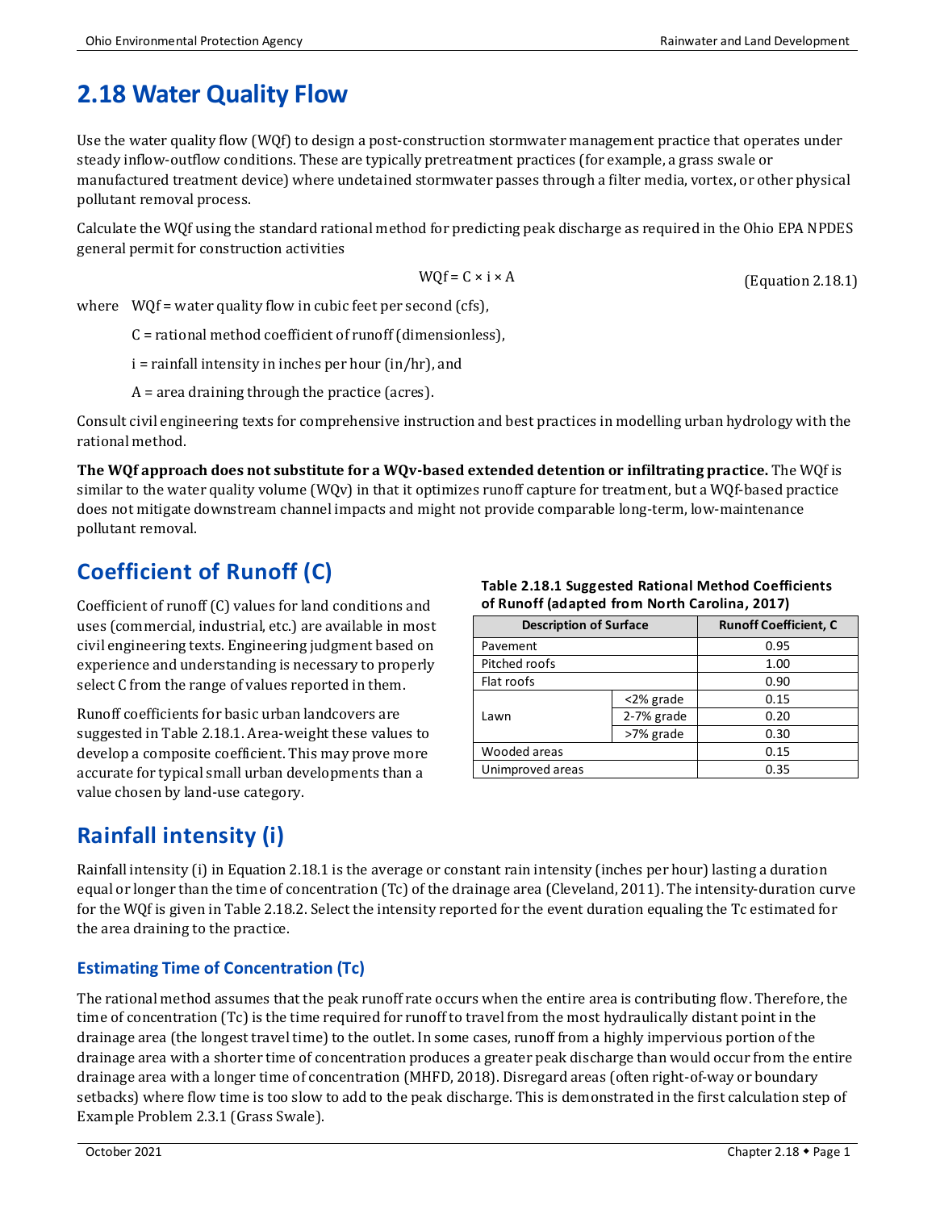# 2.18 Water Quality Flow

Use the water quality flow (WQf) to design a post-construction stormwater management practice that operates under steady inflow-outflow conditions. These are typically pretreatment practices (for example, a grass swale or manufactured treatment device) where undetained stormwater passes through a filter media, vortex, or other physical pollutant removal process.

Calculate the WQf using the standard rational method for predicting peak discharge as required in the Ohio EPA NPDES general permit for construction activities

$$WQf = C \times i \times A \qquad \text{(Equation 2.18.1)}$$

where WQf = water quality flow in cubic feet per second (cfs),

C = rational method coefficient of runoff (dimensionless),

i = rainfall intensity in inches per hour (in/hr), and

A = area draining through the practice (acres).

Consult civil engineering texts for comprehensive instruction and best practices in modelling urban hydrology with the rational method.

**The WQf approach does not substitute for a WQv-based extended detention or infiltrating practice.** The WQf is similar to the water quality volume (WQv) in that it optimizes runoff capture for treatment, but a WQf-based practice does not mitigate downstream channel impacts and might not provide comparable long-term, low-maintenance pollutant removal.

## Coefficient of Runoff (C)

Coefficient of runoff (C) values for land conditions and uses (commercial, industrial, etc.) are available in most civil engineering texts. Engineering judgment based on experience and understanding is necessary to properly select C from the range of values reported in them.

Runoff coefficients for basic urban landcovers are suggested in Table 2.18.1. Area-weight these values to develop a composite coefficient. This may prove more accurate for typical small urban developments than a value chosen by land-use category.

**Table 2.18.1 Suggested Rational Method Coefficients of Runoff (adapted from North Carolina, 2017)**

| Description of Surface | | Runoff Coefficient, C |
|---|---|---|
| Pavement | | 0.95 |
| Pitched roofs | | 1.00 |
| Flat roofs | | 0.90 |
| Lawn | <2% grade | 0.15 |
| | 2-7% grade | 0.20 |
| | >7% grade | 0.30 |
| Wooded areas | | 0.15 |
| Unimproved areas | | 0.35 |

## Rainfall intensity (i)

Rainfall intensity (i) in Equation 2.18.1 is the average or constant rain intensity (inches per hour) lasting a duration equal or longer than the time of concentration (Tc) of the drainage area (Cleveland, 2011). The intensity-duration curve for the WQf is given in Table 2.18.2. Select the intensity reported for the event duration equaling the Tc estimated for the area draining to the practice.

### Estimating Time of Concentration (Tc)

The rational method assumes that the peak runoff rate occurs when the entire area is contributing flow. Therefore, the time of concentration (Tc) is the time required for runoff to travel from the most hydraulically distant point in the drainage area (the longest travel time) to the outlet. In some cases, runoff from a highly impervious portion of the drainage area with a shorter time of concentration produces a greater peak discharge than would occur from the entire drainage area with a longer time of concentration (MHFD, 2018). Disregard areas (often right-of-way or boundary setbacks) where flow time is too slow to add to the peak discharge. This is demonstrated in the first calculation step of Example Problem 2.3.1 (Grass Swale).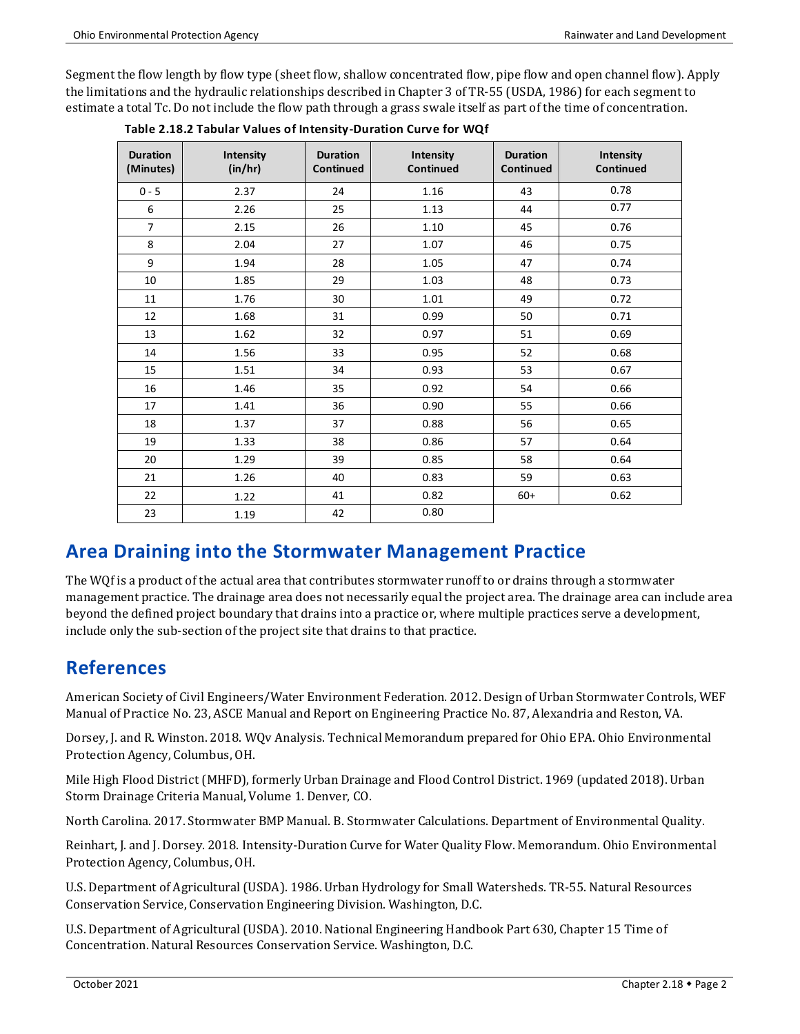Segment the flow length by flow type (sheet flow, shallow concentrated flow, pipe flow and open channel flow). Apply the limitations and the hydraulic relationships described in Chapter 3 of TR-55 (USDA, 1986) for each segment to estimate a total Tc. Do not include the flow path through a grass swale itself as part of the time of concentration.

**Table 2.18.2 Tabular Values of Intensity-Duration Curve for WQf**

| Duration (Minutes) | Intensity (in/hr) | Duration Continued | Intensity Continued | Duration Continued | Intensity Continued |
|---|---|---|---|---|---|
| 0 - 5 | 2.37 | 24 | 1.16 | 43 | 0.78 |
| 6 | 2.26 | 25 | 1.13 | 44 | 0.77 |
| 7 | 2.15 | 26 | 1.10 | 45 | 0.76 |
| 8 | 2.04 | 27 | 1.07 | 46 | 0.75 |
| 9 | 1.94 | 28 | 1.05 | 47 | 0.74 |
| 10 | 1.85 | 29 | 1.03 | 48 | 0.73 |
| 11 | 1.76 | 30 | 1.01 | 49 | 0.72 |
| 12 | 1.68 | 31 | 0.99 | 50 | 0.71 |
| 13 | 1.62 | 32 | 0.97 | 51 | 0.69 |
| 14 | 1.56 | 33 | 0.95 | 52 | 0.68 |
| 15 | 1.51 | 34 | 0.93 | 53 | 0.67 |
| 16 | 1.46 | 35 | 0.92 | 54 | 0.66 |
| 17 | 1.41 | 36 | 0.90 | 55 | 0.66 |
| 18 | 1.37 | 37 | 0.88 | 56 | 0.65 |
| 19 | 1.33 | 38 | 0.86 | 57 | 0.64 |
| 20 | 1.29 | 39 | 0.85 | 58 | 0.64 |
| 21 | 1.26 | 40 | 0.83 | 59 | 0.63 |
| 22 | 1.22 | 41 | 0.82 | 60+ | 0.62 |
| 23 | 1.19 | 42 | 0.80 | | |

## Area Draining into the Stormwater Management Practice

The WQf is a product of the actual area that contributes stormwater runoff to or drains through a stormwater management practice. The drainage area does not necessarily equal the project area. The drainage area can include area beyond the defined project boundary that drains into a practice or, where multiple practices serve a development, include only the sub-section of the project site that drains to that practice.

## References

American Society of Civil Engineers/Water Environment Federation. 2012. Design of Urban Stormwater Controls, WEF Manual of Practice No. 23, ASCE Manual and Report on Engineering Practice No. 87, Alexandria and Reston, VA.

Dorsey, J. and R. Winston. 2018. WQv Analysis. Technical Memorandum prepared for Ohio EPA. Ohio Environmental Protection Agency, Columbus, OH.

Mile High Flood District (MHFD), formerly Urban Drainage and Flood Control District. 1969 (updated 2018). Urban Storm Drainage Criteria Manual, Volume 1. Denver, CO.

North Carolina. 2017. Stormwater BMP Manual. B. Stormwater Calculations. Department of Environmental Quality.

Reinhart, J. and J. Dorsey. 2018. Intensity-Duration Curve for Water Quality Flow. Memorandum. Ohio Environmental Protection Agency, Columbus, OH.

U.S. Department of Agricultural (USDA). 1986. Urban Hydrology for Small Watersheds. TR-55. Natural Resources Conservation Service, Conservation Engineering Division. Washington, D.C.

U.S. Department of Agricultural (USDA). 2010. National Engineering Handbook Part 630, Chapter 15 Time of Concentration. Natural Resources Conservation Service. Washington, D.C.